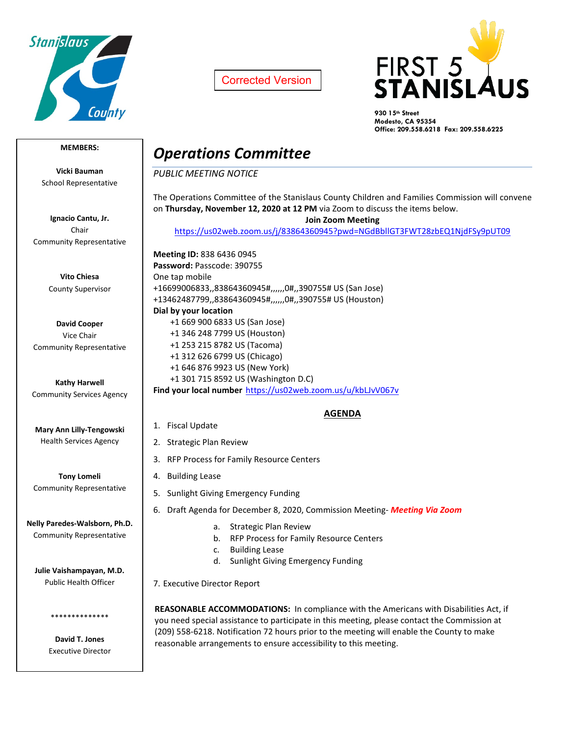Stanislaus County

Corrected Version

FIRST 5 STANISLAUS

930 15th Street
Modesto, CA 95354
Office: 209.558.6218 Fax: 209.558.6225

**MEMBERS:**

**Vicki Bauman**
School Representative

**Ignacio Cantu, Jr.**
Chair
Community Representative

**Vito Chiesa**
County Supervisor

**David Cooper**
Vice Chair
Community Representative

**Kathy Harwell**
Community Services Agency

**Mary Ann Lilly-Tengowski**
Health Services Agency

**Tony Lomeli**
Community Representative

**Nelly Paredes-Walsborn, Ph.D.**
Community Representative

**Julie Vaishampayan, M.D.**
Public Health Officer

**************

**David T. Jones**
Executive Director

# *Operations Committee*

*PUBLIC MEETING NOTICE*

The Operations Committee of the Stanislaus County Children and Families Commission will convene on **Thursday, November 12, 2020 at 12 PM** via Zoom to discuss the items below.

**Join Zoom Meeting**

https://us02web.zoom.us/j/83864360945?pwd=NGdBbllGT3FWT28zbEQ1NjdFSy9pUT09

**Meeting ID:** 838 6436 0945
**Password:** Passcode: 390755
One tap mobile
+16699006833,,83864360945#,,,,,,0#,,390755# US (San Jose)
+13462487799,,83864360945#,,,,,,0#,,390755# US (Houston)
**Dial by your location**
+1 669 900 6833 US (San Jose)
+1 346 248 7799 US (Houston)
+1 253 215 8782 US (Tacoma)
+1 312 626 6799 US (Chicago)
+1 646 876 9923 US (New York)
+1 301 715 8592 US (Washington D.C)
**Find your local number** https://us02web.zoom.us/u/kbLJvV067v

## AGENDA

1. Fiscal Update
2. Strategic Plan Review
3. RFP Process for Family Resource Centers
4. Building Lease
5. Sunlight Giving Emergency Funding
6. Draft Agenda for December 8, 2020, Commission Meeting- ***Meeting Via Zoom***
   a. Strategic Plan Review
   b. RFP Process for Family Resource Centers
   c. Building Lease
   d. Sunlight Giving Emergency Funding
7. Executive Director Report

**REASONABLE ACCOMMODATIONS:** In compliance with the Americans with Disabilities Act, if you need special assistance to participate in this meeting, please contact the Commission at (209) 558-6218. Notification 72 hours prior to the meeting will enable the County to make reasonable arrangements to ensure accessibility to this meeting.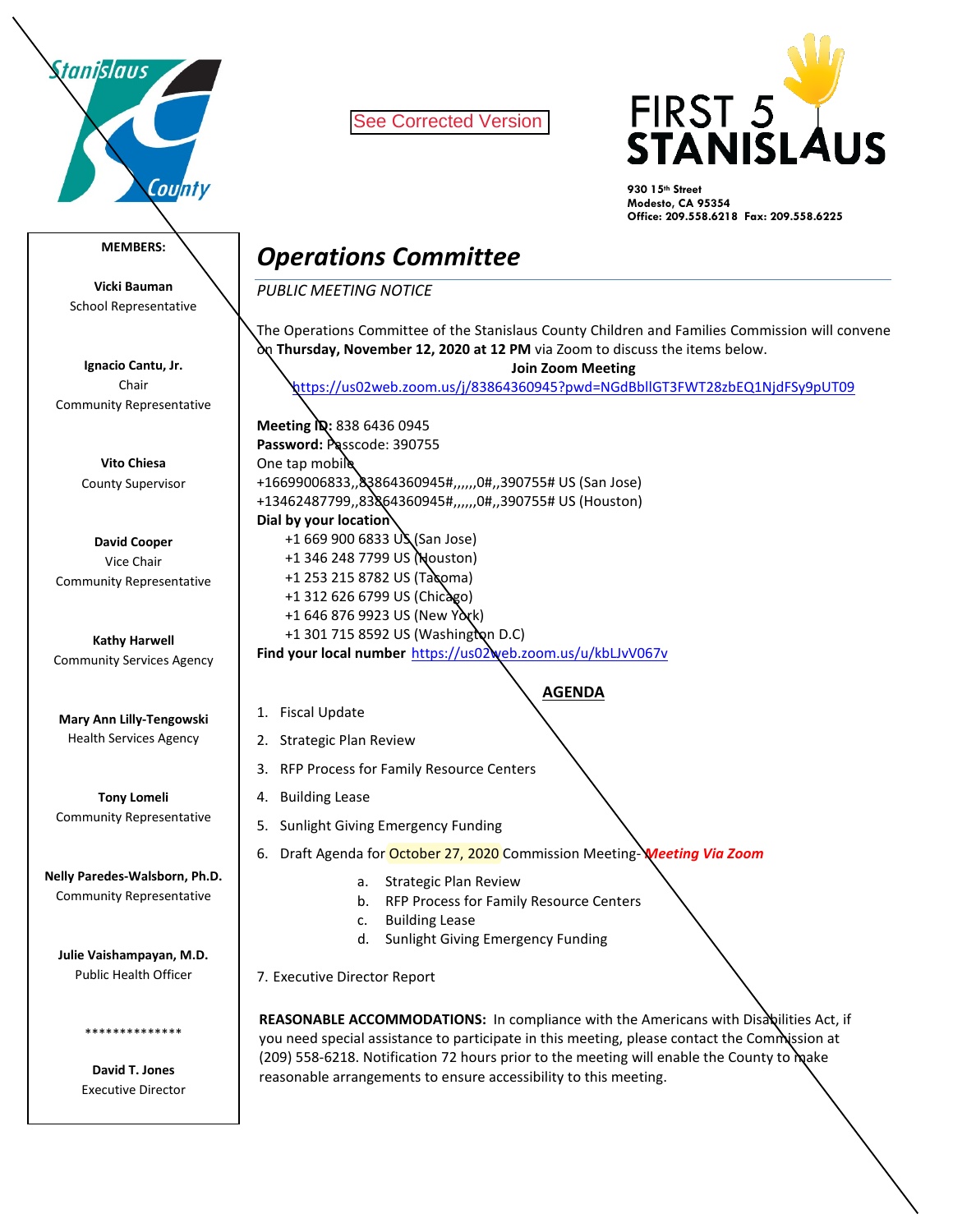See Corrected Version

FIRST 5 STANISLAUS

930 15th Street
Modesto, CA 95354
Office: 209.558.6218 Fax: 209.558.6225

**MEMBERS:**

**Vicki Bauman**
School Representative

**Ignacio Cantu, Jr.**
Chair
Community Representative

**Vito Chiesa**
County Supervisor

**David Cooper**
Vice Chair
Community Representative

**Kathy Harwell**
Community Services Agency

**Mary Ann Lilly-Tengowski**
Health Services Agency

**Tony Lomeli**
Community Representative

**Nelly Paredes-Walsborn, Ph.D.**
Community Representative

**Julie Vaishampayan, M.D.**
Public Health Officer

**************

**David T. Jones**
Executive Director

# *Operations Committee*

*PUBLIC MEETING NOTICE*

The Operations Committee of the Stanislaus County Children and Families Commission will convene on **Thursday, November 12, 2020 at 12 PM** via Zoom to discuss the items below.

**Join Zoom Meeting**
https://us02web.zoom.us/j/83864360945?pwd=NGdBbllGT3FWT28zbEQ1NjdFSy9pUT09

**Meeting ID:** 838 6436 0945
**Password:** Passcode: 390755
One tap mobile
+16699006833,,83864360945#,,,,,,0#,,390755# US (San Jose)
+13462487799,,83864360945#,,,,,,0#,,390755# US (Houston)
**Dial by your location**
+1 669 900 6833 US (San Jose)
+1 346 248 7799 US (Houston)
+1 253 215 8782 US (Tacoma)
+1 312 626 6799 US (Chicago)
+1 646 876 9923 US (New York)
+1 301 715 8592 US (Washington D.C)
**Find your local number** https://us02web.zoom.us/u/kbLJvV067v

## AGENDA

1. Fiscal Update
2. Strategic Plan Review
3. RFP Process for Family Resource Centers
4. Building Lease
5. Sunlight Giving Emergency Funding
6. Draft Agenda for October 27, 2020 Commission Meeting- ***Meeting Via Zoom***
   a. Strategic Plan Review
   b. RFP Process for Family Resource Centers
   c. Building Lease
   d. Sunlight Giving Emergency Funding
7. Executive Director Report

**REASONABLE ACCOMMODATIONS:** In compliance with the Americans with Disabilities Act, if you need special assistance to participate in this meeting, please contact the Commission at (209) 558-6218. Notification 72 hours prior to the meeting will enable the County to make reasonable arrangements to ensure accessibility to this meeting.